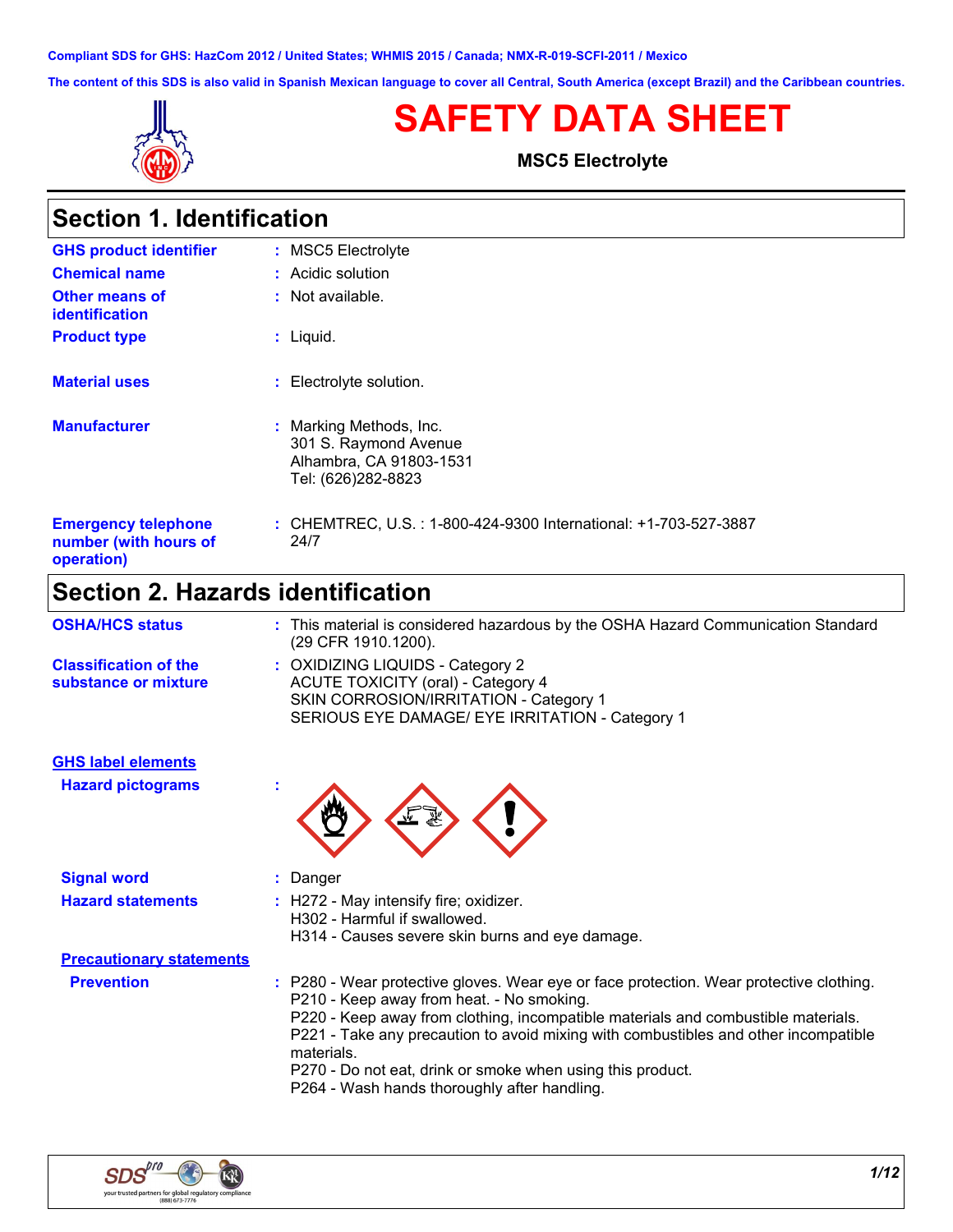Compliant SDS for GHS: HazCom 2012 / United States; WHMIS 2015 / Canada; NMX-R-019-SCFI-2011 / Mexico

The content of this SDS is also valid in Spanish Mexican language to cover all Central, South America (except Brazil) and the Caribbean countries.

# SAFETY DATA SHEET

**MSC5 Electrolyte**

## Section 1. Identification

| | |
|---|---|
| **GHS product identifier** | : MSC5 Electrolyte |
| **Chemical name** | : Acidic solution |
| **Other means of identification** | : Not available. |
| **Product type** | : Liquid. |
| **Material uses** | : Electrolyte solution. |
| **Manufacturer** | : Marking Methods, Inc.<br>301 S. Raymond Avenue<br>Alhambra, CA 91803-1531<br>Tel: (626)282-8823 |
| **Emergency telephone number (with hours of operation)** | : CHEMTREC, U.S. : 1-800-424-9300 International: +1-703-527-3887<br>24/7 |

## Section 2. Hazards identification

| | |
|---|---|
| **OSHA/HCS status** | : This material is considered hazardous by the OSHA Hazard Communication Standard (29 CFR 1910.1200). |
| **Classification of the substance or mixture** | : OXIDIZING LIQUIDS - Category 2<br>ACUTE TOXICITY (oral) - Category 4<br>SKIN CORROSION/IRRITATION - Category 1<br>SERIOUS EYE DAMAGE/ EYE IRRITATION - Category 1 |

**GHS label elements**

| | |
|---|---|
| **Hazard pictograms** | : |
| **Signal word** | : Danger |
| **Hazard statements** | : H272 - May intensify fire; oxidizer.<br>H302 - Harmful if swallowed.<br>H314 - Causes severe skin burns and eye damage. |

**Precautionary statements**

| | |
|---|---|
| **Prevention** | : P280 - Wear protective gloves. Wear eye or face protection. Wear protective clothing.<br>P210 - Keep away from heat. - No smoking.<br>P220 - Keep away from clothing, incompatible materials and combustible materials.<br>P221 - Take any precaution to avoid mixing with combustibles and other incompatible materials.<br>P270 - Do not eat, drink or smoke when using this product.<br>P264 - Wash hands thoroughly after handling. |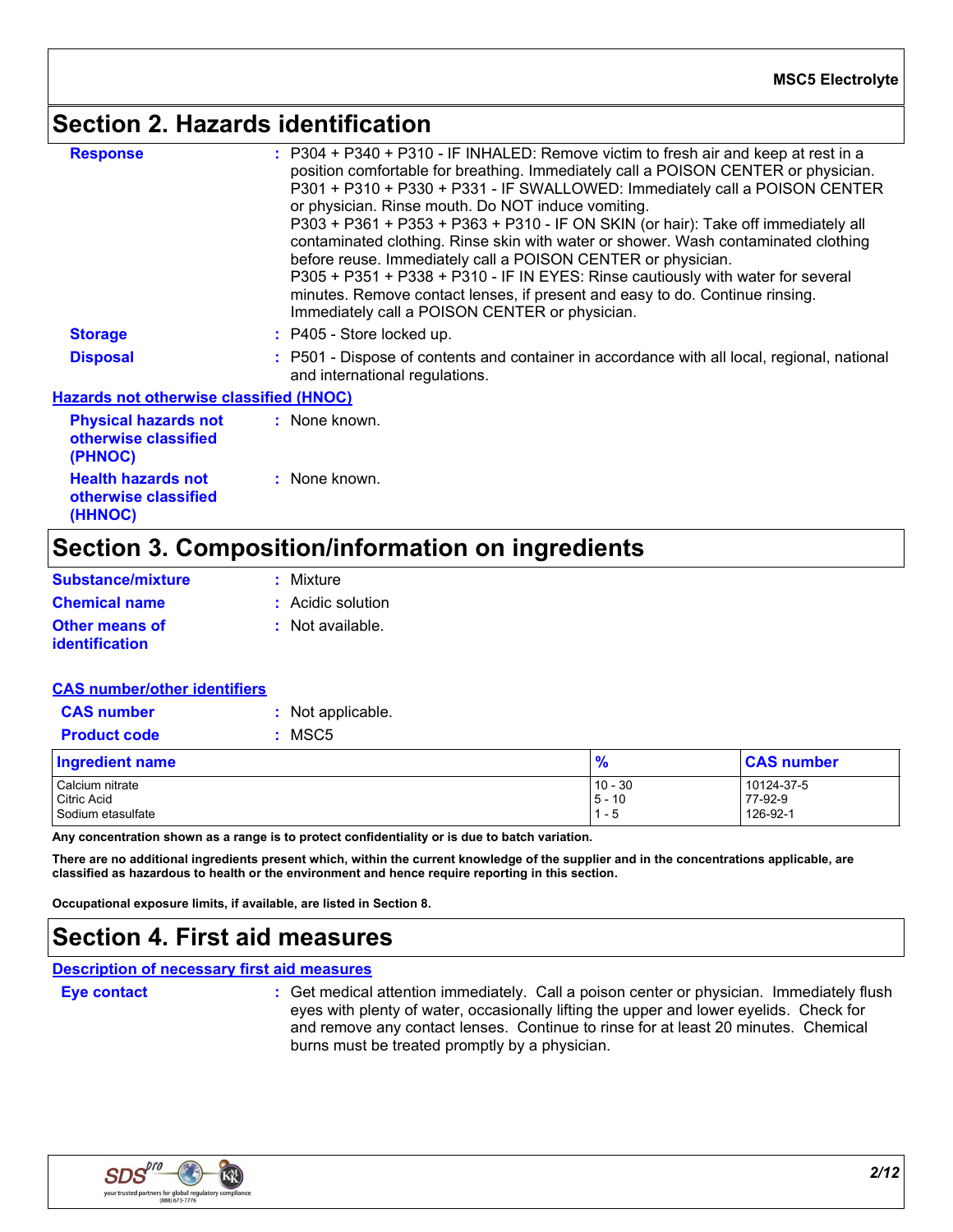## Section 2. Hazards identification

**Response** : P304 + P340 + P310 - IF INHALED: Remove victim to fresh air and keep at rest in a position comfortable for breathing. Immediately call a POISON CENTER or physician. P301 + P310 + P330 + P331 - IF SWALLOWED: Immediately call a POISON CENTER or physician. Rinse mouth. Do NOT induce vomiting. P303 + P361 + P353 + P363 + P310 - IF ON SKIN (or hair): Take off immediately all contaminated clothing. Rinse skin with water or shower. Wash contaminated clothing before reuse. Immediately call a POISON CENTER or physician. P305 + P351 + P338 + P310 - IF IN EYES: Rinse cautiously with water for several minutes. Remove contact lenses, if present and easy to do. Continue rinsing. Immediately call a POISON CENTER or physician.

**Storage** : P405 - Store locked up.

**Disposal** : P501 - Dispose of contents and container in accordance with all local, regional, national and international regulations.

**Hazards not otherwise classified (HNOC)**

**Physical hazards not otherwise classified (PHNOC)** : None known.

**Health hazards not otherwise classified (HHNOC)** : None known.

## Section 3. Composition/information on ingredients

**Substance/mixture** : Mixture

**Chemical name** : Acidic solution

**Other means of identification** : Not available.

**CAS number/other identifiers**

**CAS number** : Not applicable.

**Product code** : MSC5

| Ingredient name | % | CAS number |
|---|---|---|
| Calcium nitrate | 10 - 30 | 10124-37-5 |
| Citric Acid | 5 - 10 | 77-92-9 |
| Sodium etasulfate | 1 - 5 | 126-92-1 |

**Any concentration shown as a range is to protect confidentiality or is due to batch variation.**

**There are no additional ingredients present which, within the current knowledge of the supplier and in the concentrations applicable, are classified as hazardous to health or the environment and hence require reporting in this section.**

**Occupational exposure limits, if available, are listed in Section 8.**

## Section 4. First aid measures

**Description of necessary first aid measures**

**Eye contact** : Get medical attention immediately. Call a poison center or physician. Immediately flush eyes with plenty of water, occasionally lifting the upper and lower eyelids. Check for and remove any contact lenses. Continue to rinse for at least 20 minutes. Chemical burns must be treated promptly by a physician.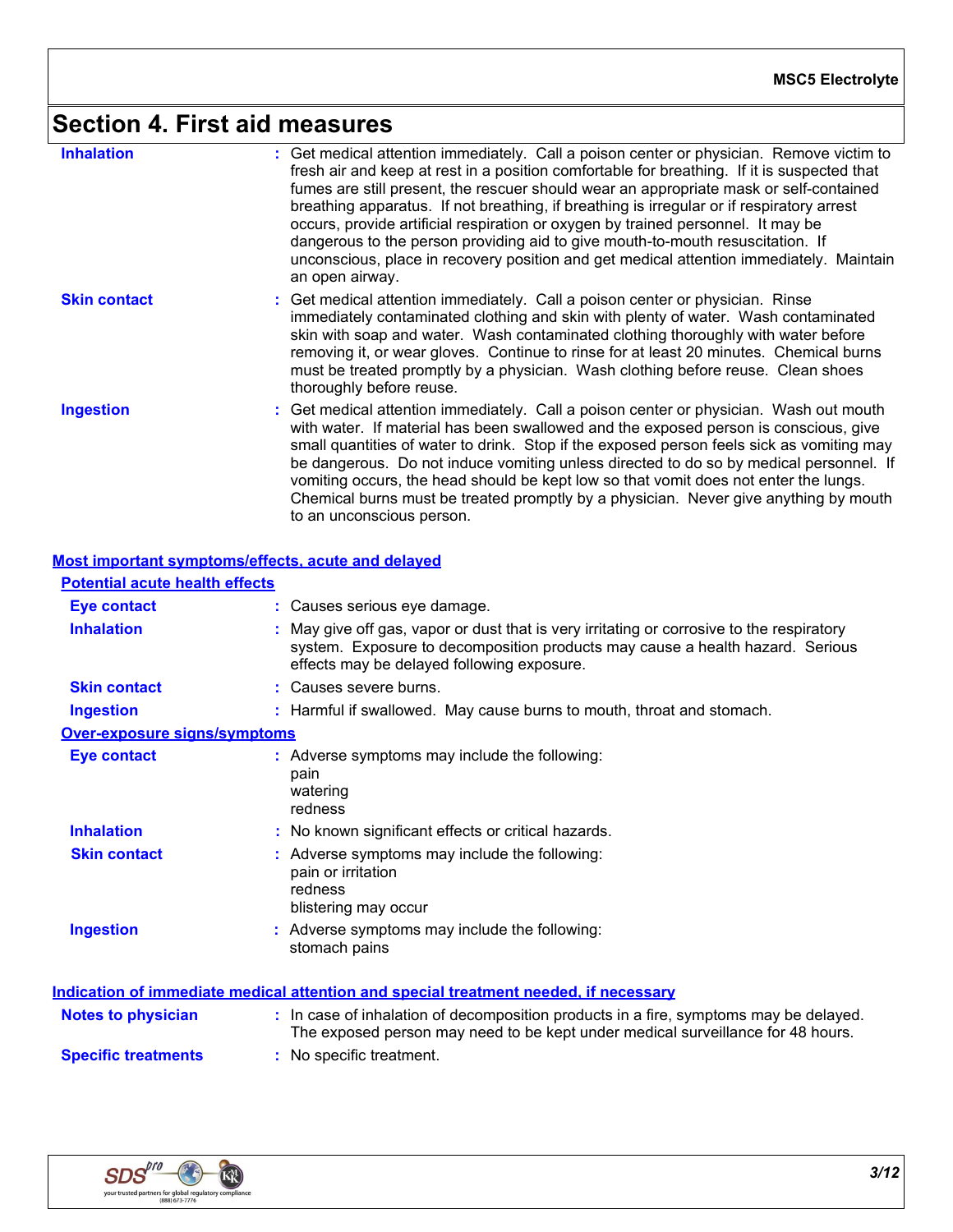# Section 4. First aid measures

| | |
|---|---|
| **Inhalation** | Get medical attention immediately. Call a poison center or physician. Remove victim to fresh air and keep at rest in a position comfortable for breathing. If it is suspected that fumes are still present, the rescuer should wear an appropriate mask or self-contained breathing apparatus. If not breathing, if breathing is irregular or if respiratory arrest occurs, provide artificial respiration or oxygen by trained personnel. It may be dangerous to the person providing aid to give mouth-to-mouth resuscitation. If unconscious, place in recovery position and get medical attention immediately. Maintain an open airway. |
| **Skin contact** | Get medical attention immediately. Call a poison center or physician. Rinse immediately contaminated clothing and skin with plenty of water. Wash contaminated skin with soap and water. Wash contaminated clothing thoroughly with water before removing it, or wear gloves. Continue to rinse for at least 20 minutes. Chemical burns must be treated promptly by a physician. Wash clothing before reuse. Clean shoes thoroughly before reuse. |
| **Ingestion** | Get medical attention immediately. Call a poison center or physician. Wash out mouth with water. If material has been swallowed and the exposed person is conscious, give small quantities of water to drink. Stop if the exposed person feels sick as vomiting may be dangerous. Do not induce vomiting unless directed to do so by medical personnel. If vomiting occurs, the head should be kept low so that vomit does not enter the lungs. Chemical burns must be treated promptly by a physician. Never give anything by mouth to an unconscious person. |

## Most important symptoms/effects, acute and delayed

### Potential acute health effects

| | |
|---|---|
| **Eye contact** | Causes serious eye damage. |
| **Inhalation** | May give off gas, vapor or dust that is very irritating or corrosive to the respiratory system. Exposure to decomposition products may cause a health hazard. Serious effects may be delayed following exposure. |
| **Skin contact** | Causes severe burns. |
| **Ingestion** | Harmful if swallowed. May cause burns to mouth, throat and stomach. |

### Over-exposure signs/symptoms

| | |
|---|---|
| **Eye contact** | Adverse symptoms may include the following:<br>pain<br>watering<br>redness |
| **Inhalation** | No known significant effects or critical hazards. |
| **Skin contact** | Adverse symptoms may include the following:<br>pain or irritation<br>redness<br>blistering may occur |
| **Ingestion** | Adverse symptoms may include the following:<br>stomach pains |

## Indication of immediate medical attention and special treatment needed, if necessary

| | |
|---|---|
| **Notes to physician** | In case of inhalation of decomposition products in a fire, symptoms may be delayed. The exposed person may need to be kept under medical surveillance for 48 hours. |
| **Specific treatments** | No specific treatment. |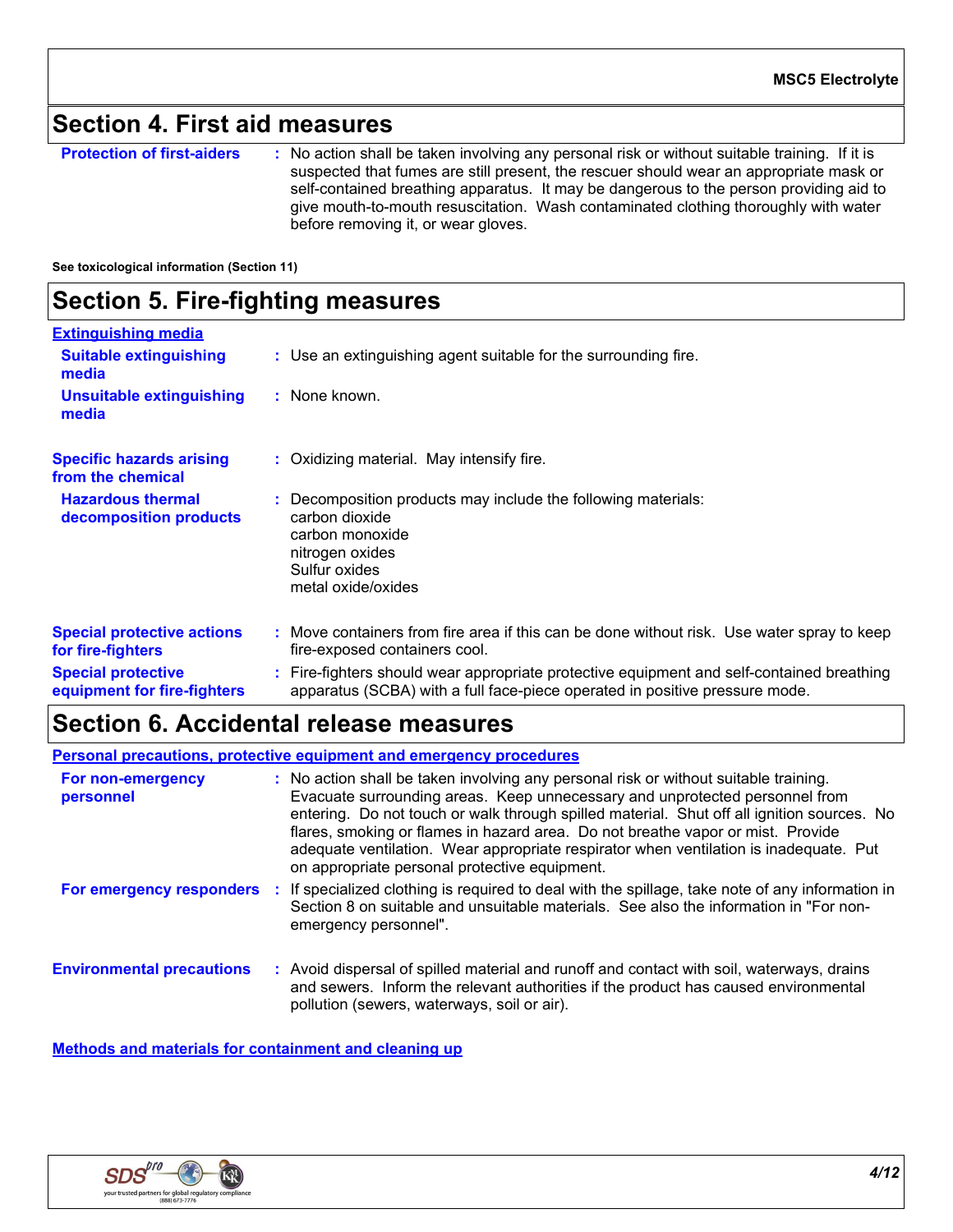## Section 4. First aid measures

**Protection of first-aiders** : No action shall be taken involving any personal risk or without suitable training. If it is suspected that fumes are still present, the rescuer should wear an appropriate mask or self-contained breathing apparatus. It may be dangerous to the person providing aid to give mouth-to-mouth resuscitation. Wash contaminated clothing thoroughly with water before removing it, or wear gloves.

**See toxicological information (Section 11)**

## Section 5. Fire-fighting measures

**Extinguishing media**

**Suitable extinguishing media** : Use an extinguishing agent suitable for the surrounding fire.

**Unsuitable extinguishing media** : None known.

**Specific hazards arising from the chemical** : Oxidizing material. May intensify fire.

**Hazardous thermal decomposition products** : Decomposition products may include the following materials:
carbon dioxide
carbon monoxide
nitrogen oxides
Sulfur oxides
metal oxide/oxides

**Special protective actions for fire-fighters** : Move containers from fire area if this can be done without risk. Use water spray to keep fire-exposed containers cool.

**Special protective equipment for fire-fighters** : Fire-fighters should wear appropriate protective equipment and self-contained breathing apparatus (SCBA) with a full face-piece operated in positive pressure mode.

## Section 6. Accidental release measures

**Personal precautions, protective equipment and emergency procedures**

**For non-emergency personnel** : No action shall be taken involving any personal risk or without suitable training. Evacuate surrounding areas. Keep unnecessary and unprotected personnel from entering. Do not touch or walk through spilled material. Shut off all ignition sources. No flares, smoking or flames in hazard area. Do not breathe vapor or mist. Provide adequate ventilation. Wear appropriate respirator when ventilation is inadequate. Put on appropriate personal protective equipment.

**For emergency responders** : If specialized clothing is required to deal with the spillage, take note of any information in Section 8 on suitable and unsuitable materials. See also the information in "For non-emergency personnel".

**Environmental precautions** : Avoid dispersal of spilled material and runoff and contact with soil, waterways, drains and sewers. Inform the relevant authorities if the product has caused environmental pollution (sewers, waterways, soil or air).

**Methods and materials for containment and cleaning up**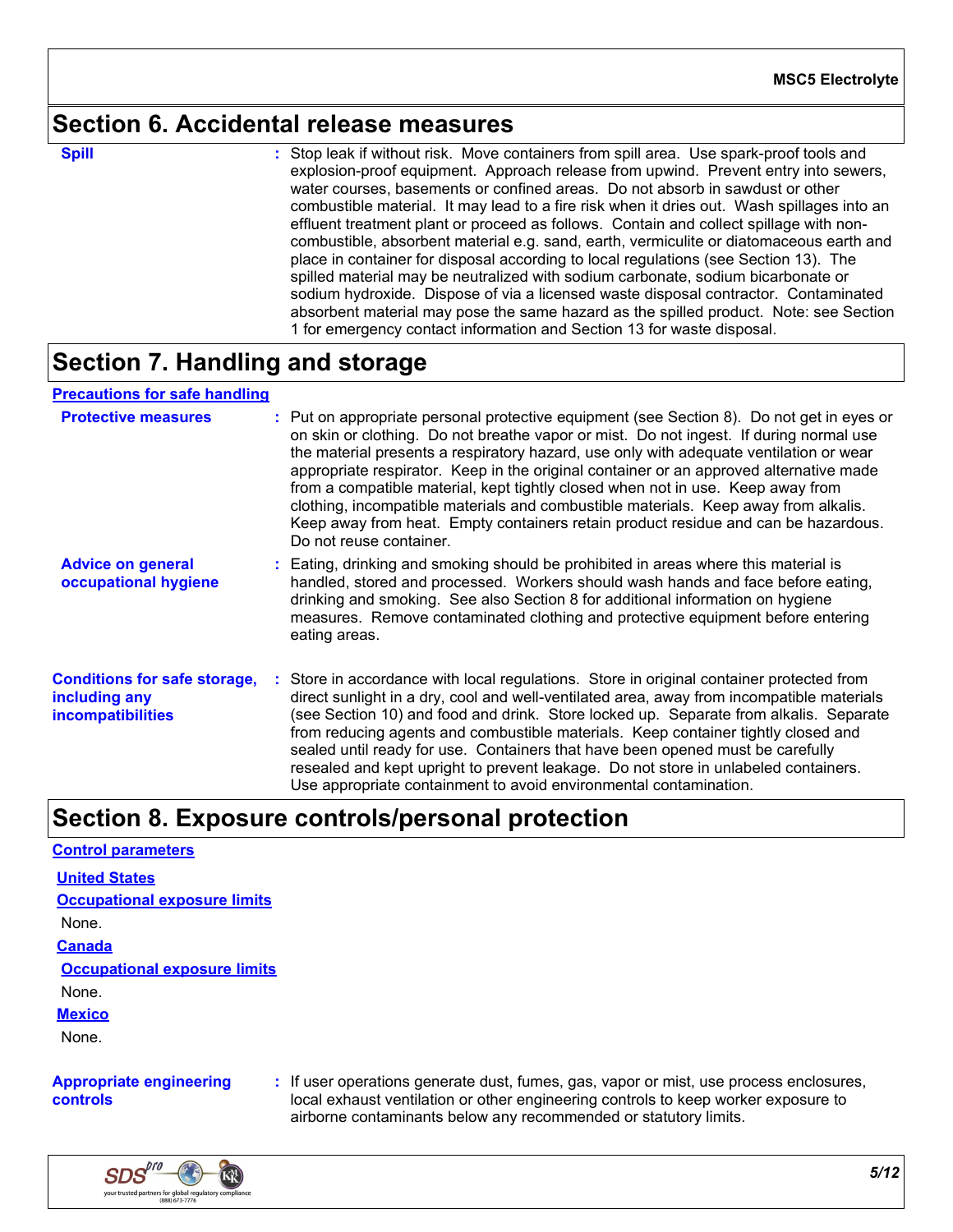## Section 6. Accidental release measures

**Spill** : Stop leak if without risk. Move containers from spill area. Use spark-proof tools and explosion-proof equipment. Approach release from upwind. Prevent entry into sewers, water courses, basements or confined areas. Do not absorb in sawdust or other combustible material. It may lead to a fire risk when it dries out. Wash spillages into an effluent treatment plant or proceed as follows. Contain and collect spillage with non-combustible, absorbent material e.g. sand, earth, vermiculite or diatomaceous earth and place in container for disposal according to local regulations (see Section 13). The spilled material may be neutralized with sodium carbonate, sodium bicarbonate or sodium hydroxide. Dispose of via a licensed waste disposal contractor. Contaminated absorbent material may pose the same hazard as the spilled product. Note: see Section 1 for emergency contact information and Section 13 for waste disposal.

## Section 7. Handling and storage

### Precautions for safe handling

**Protective measures** : Put on appropriate personal protective equipment (see Section 8). Do not get in eyes or on skin or clothing. Do not breathe vapor or mist. Do not ingest. If during normal use the material presents a respiratory hazard, use only with adequate ventilation or wear appropriate respirator. Keep in the original container or an approved alternative made from a compatible material, kept tightly closed when not in use. Keep away from clothing, incompatible materials and combustible materials. Keep away from alkalis. Keep away from heat. Empty containers retain product residue and can be hazardous. Do not reuse container.

**Advice on general occupational hygiene** : Eating, drinking and smoking should be prohibited in areas where this material is handled, stored and processed. Workers should wash hands and face before eating, drinking and smoking. See also Section 8 for additional information on hygiene measures. Remove contaminated clothing and protective equipment before entering eating areas.

**Conditions for safe storage, including any incompatibilities** : Store in accordance with local regulations. Store in original container protected from direct sunlight in a dry, cool and well-ventilated area, away from incompatible materials (see Section 10) and food and drink. Store locked up. Separate from alkalis. Separate from reducing agents and combustible materials. Keep container tightly closed and sealed until ready for use. Containers that have been opened must be carefully resealed and kept upright to prevent leakage. Do not store in unlabeled containers. Use appropriate containment to avoid environmental contamination.

## Section 8. Exposure controls/personal protection

### Control parameters

**United States**

**Occupational exposure limits**

None.

**Canada**

**Occupational exposure limits**

None.

**Mexico**

None.

**Appropriate engineering controls** : If user operations generate dust, fumes, gas, vapor or mist, use process enclosures, local exhaust ventilation or other engineering controls to keep worker exposure to airborne contaminants below any recommended or statutory limits.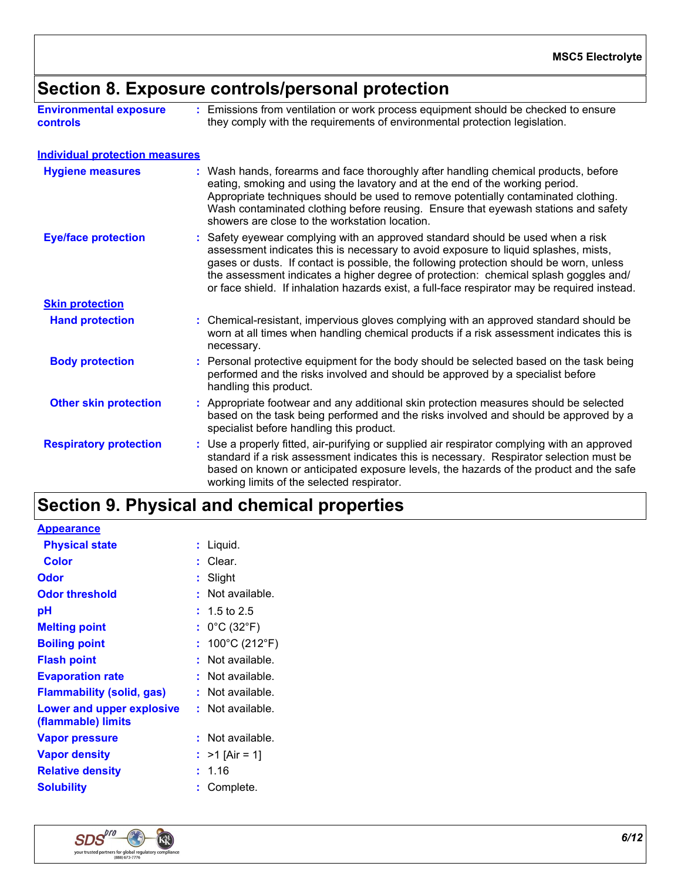## Section 8. Exposure controls/personal protection

**Environmental exposure controls** : Emissions from ventilation or work process equipment should be checked to ensure they comply with the requirements of environmental protection legislation.

### Individual protection measures

**Hygiene measures** : Wash hands, forearms and face thoroughly after handling chemical products, before eating, smoking and using the lavatory and at the end of the working period. Appropriate techniques should be used to remove potentially contaminated clothing. Wash contaminated clothing before reusing. Ensure that eyewash stations and safety showers are close to the workstation location.

**Eye/face protection** : Safety eyewear complying with an approved standard should be used when a risk assessment indicates this is necessary to avoid exposure to liquid splashes, mists, gases or dusts. If contact is possible, the following protection should be worn, unless the assessment indicates a higher degree of protection: chemical splash goggles and/ or face shield. If inhalation hazards exist, a full-face respirator may be required instead.

**Skin protection**

**Hand protection** : Chemical-resistant, impervious gloves complying with an approved standard should be worn at all times when handling chemical products if a risk assessment indicates this is necessary.

**Body protection** : Personal protective equipment for the body should be selected based on the task being performed and the risks involved and should be approved by a specialist before handling this product.

**Other skin protection** : Appropriate footwear and any additional skin protection measures should be selected based on the task being performed and the risks involved and should be approved by a specialist before handling this product.

**Respiratory protection** : Use a properly fitted, air-purifying or supplied air respirator complying with an approved standard if a risk assessment indicates this is necessary. Respirator selection must be based on known or anticipated exposure levels, the hazards of the product and the safe working limits of the selected respirator.

## Section 9. Physical and chemical properties

**Appearance**

**Physical state** : Liquid.

**Color** : Clear.

**Odor** : Slight

**Odor threshold** : Not available.

**pH** : 1.5 to 2.5

**Melting point** : 0°C (32°F)

**Boiling point** : 100°C (212°F)

**Flash point** : Not available.

**Evaporation rate** : Not available.

**Flammability (solid, gas)** : Not available.

**Lower and upper explosive (flammable) limits** : Not available.

**Vapor pressure** : Not available.

**Vapor density** : >1 [Air = 1]

**Relative density** : 1.16

**Solubility** : Complete.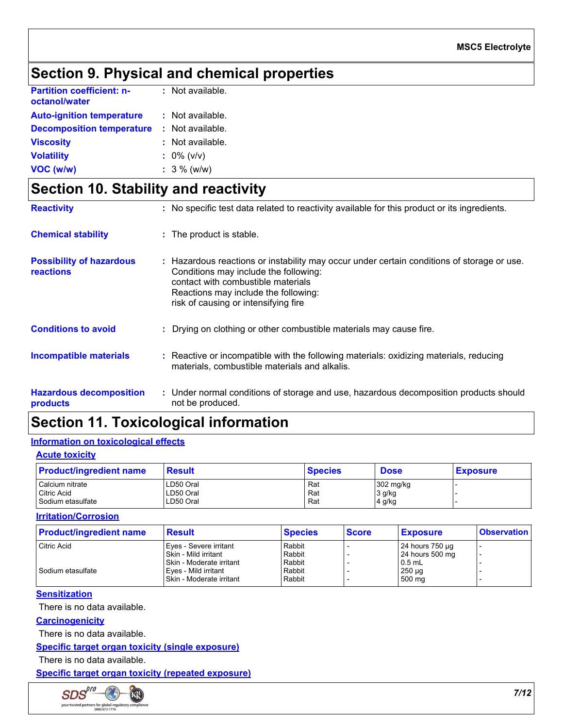## Section 9. Physical and chemical properties

| | | |
|---|---|---|
| **Partition coefficient: n-octanol/water** | : | Not available. |
| **Auto-ignition temperature** | : | Not available. |
| **Decomposition temperature** | : | Not available. |
| **Viscosity** | : | Not available. |
| **Volatility** | : | 0% (v/v) |
| **VOC (w/w)** | : | 3 % (w/w) |

## Section 10. Stability and reactivity

**Reactivity** : No specific test data related to reactivity available for this product or its ingredients.

**Chemical stability** : The product is stable.

**Possibility of hazardous reactions** : Hazardous reactions or instability may occur under certain conditions of storage or use.
Conditions may include the following:
contact with combustible materials
Reactions may include the following:
risk of causing or intensifying fire

**Conditions to avoid** : Drying on clothing or other combustible materials may cause fire.

**Incompatible materials** : Reactive or incompatible with the following materials: oxidizing materials, reducing materials, combustible materials and alkalis.

**Hazardous decomposition products** : Under normal conditions of storage and use, hazardous decomposition products should not be produced.

## Section 11. Toxicological information

### Information on toxicological effects

#### Acute toxicity

| Product/ingredient name | Result | Species | Dose | Exposure |
|---|---|---|---|---|
| Calcium nitrate | LD50 Oral | Rat | 302 mg/kg | - |
| Citric Acid | LD50 Oral | Rat | 3 g/kg | - |
| Sodium etasulfate | LD50 Oral | Rat | 4 g/kg | - |

#### Irritation/Corrosion

| Product/ingredient name | Result | Species | Score | Exposure | Observation |
|---|---|---|---|---|---|
| Citric Acid | Eyes - Severe irritant | Rabbit | - | 24 hours 750 µg | - |
| | Skin - Mild irritant | Rabbit | - | 24 hours 500 mg | - |
| | Skin - Moderate irritant | Rabbit | - | 0.5 mL | - |
| Sodium etasulfate | Eyes - Mild irritant | Rabbit | - | 250 µg | - |
| | Skin - Moderate irritant | Rabbit | - | 500 mg | - |

#### Sensitization

There is no data available.

#### Carcinogenicity

There is no data available.

#### Specific target organ toxicity (single exposure)

There is no data available.

#### Specific target organ toxicity (repeated exposure)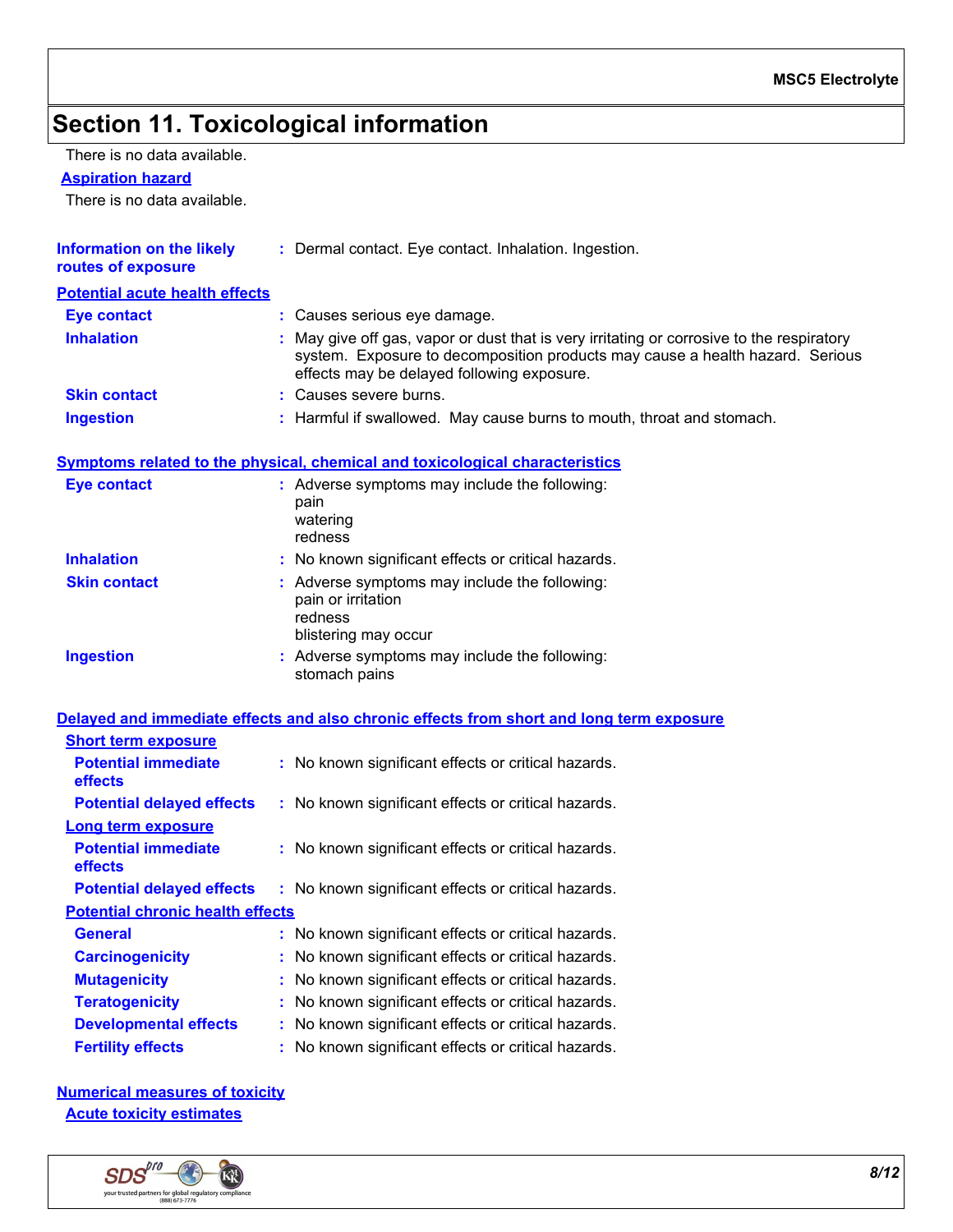# Section 11. Toxicological information

There is no data available.

**Aspiration hazard**

There is no data available.

**Information on the likely routes of exposure** : Dermal contact. Eye contact. Inhalation. Ingestion.

**Potential acute health effects**

**Eye contact** : Causes serious eye damage.

**Inhalation** : May give off gas, vapor or dust that is very irritating or corrosive to the respiratory system. Exposure to decomposition products may cause a health hazard. Serious effects may be delayed following exposure.

**Skin contact** : Causes severe burns.

**Ingestion** : Harmful if swallowed. May cause burns to mouth, throat and stomach.

**Symptoms related to the physical, chemical and toxicological characteristics**

**Eye contact** : Adverse symptoms may include the following:
pain
watering
redness

**Inhalation** : No known significant effects or critical hazards.

**Skin contact** : Adverse symptoms may include the following:
pain or irritation
redness
blistering may occur

**Ingestion** : Adverse symptoms may include the following:
stomach pains

**Delayed and immediate effects and also chronic effects from short and long term exposure**

**Short term exposure**

**Potential immediate effects** : No known significant effects or critical hazards.

**Potential delayed effects** : No known significant effects or critical hazards.

**Long term exposure**

**Potential immediate effects** : No known significant effects or critical hazards.

**Potential delayed effects** : No known significant effects or critical hazards.

**Potential chronic health effects**

**General** : No known significant effects or critical hazards.

**Carcinogenicity** : No known significant effects or critical hazards.

**Mutagenicity** : No known significant effects or critical hazards.

**Teratogenicity** : No known significant effects or critical hazards.

**Developmental effects** : No known significant effects or critical hazards.

**Fertility effects** : No known significant effects or critical hazards.

**Numerical measures of toxicity**

**Acute toxicity estimates**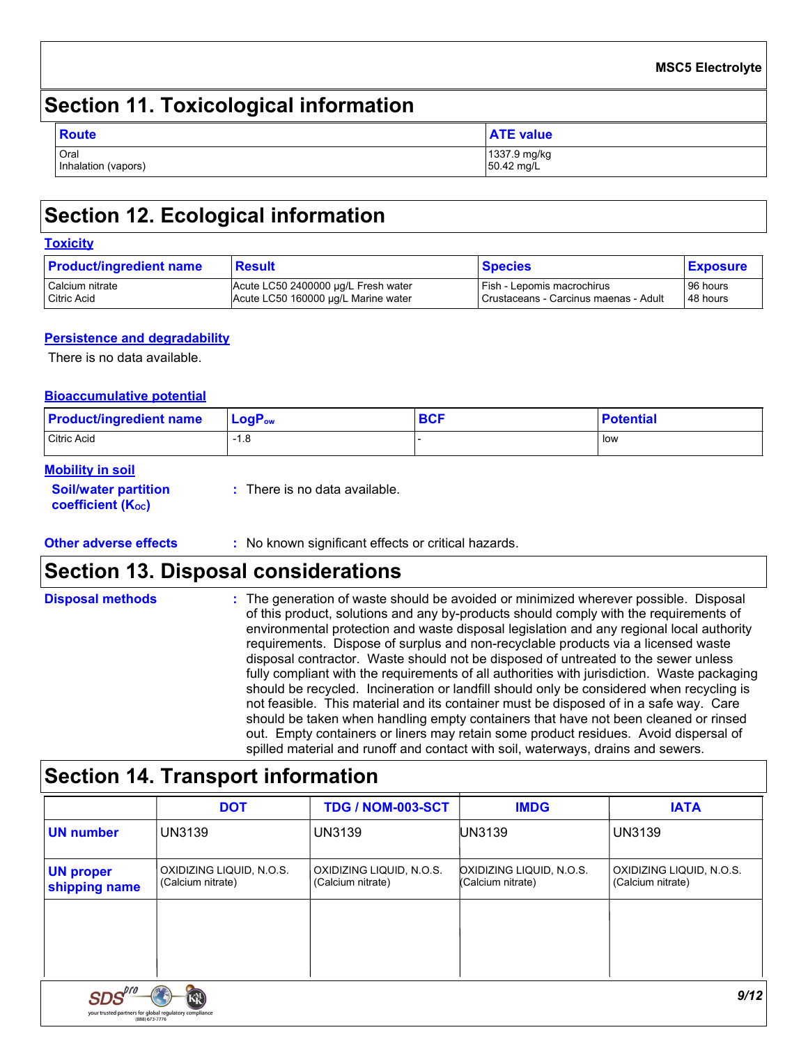## Section 11. Toxicological information

| Route | ATE value |
| --- | --- |
| Oral<br>Inhalation (vapors) | 1337.9 mg/kg<br>50.42 mg/L |

## Section 12. Ecological information

### Toxicity

| Product/ingredient name | Result | Species | Exposure |
| --- | --- | --- | --- |
| Calcium nitrate | Acute LC50 2400000 µg/L Fresh water | Fish - Lepomis macrochirus | 96 hours |
| Citric Acid | Acute LC50 160000 µg/L Marine water | Crustaceans - Carcinus maenas - Adult | 48 hours |

### Persistence and degradability

There is no data available.

### Bioaccumulative potential

| Product/ingredient name | $LogP_{ow}$ | BCF | Potential |
| --- | --- | --- | --- |
| Citric Acid | -1.8 | - | low |

### Mobility in soil

**Soil/water partition coefficient ($K_{OC}$)** : There is no data available.

**Other adverse effects** : No known significant effects or critical hazards.

## Section 13. Disposal considerations

**Disposal methods** : The generation of waste should be avoided or minimized wherever possible. Disposal of this product, solutions and any by-products should comply with the requirements of environmental protection and waste disposal legislation and any regional local authority requirements. Dispose of surplus and non-recyclable products via a licensed waste disposal contractor. Waste should not be disposed of untreated to the sewer unless fully compliant with the requirements of all authorities with jurisdiction. Waste packaging should be recycled. Incineration or landfill should only be considered when recycling is not feasible. This material and its container must be disposed of in a safe way. Care should be taken when handling empty containers that have not been cleaned or rinsed out. Empty containers or liners may retain some product residues. Avoid dispersal of spilled material and runoff and contact with soil, waterways, drains and sewers.

## Section 14. Transport information

| | DOT | TDG / NOM-003-SCT | IMDG | IATA |
| --- | --- | --- | --- | --- |
| UN number | UN3139 | UN3139 | UN3139 | UN3139 |
| UN proper shipping name | OXIDIZING LIQUID, N.O.S. (Calcium nitrate) | OXIDIZING LIQUID, N.O.S. (Calcium nitrate) | OXIDIZING LIQUID, N.O.S. (Calcium nitrate) | OXIDIZING LIQUID, N.O.S. (Calcium nitrate) |
| | | | | |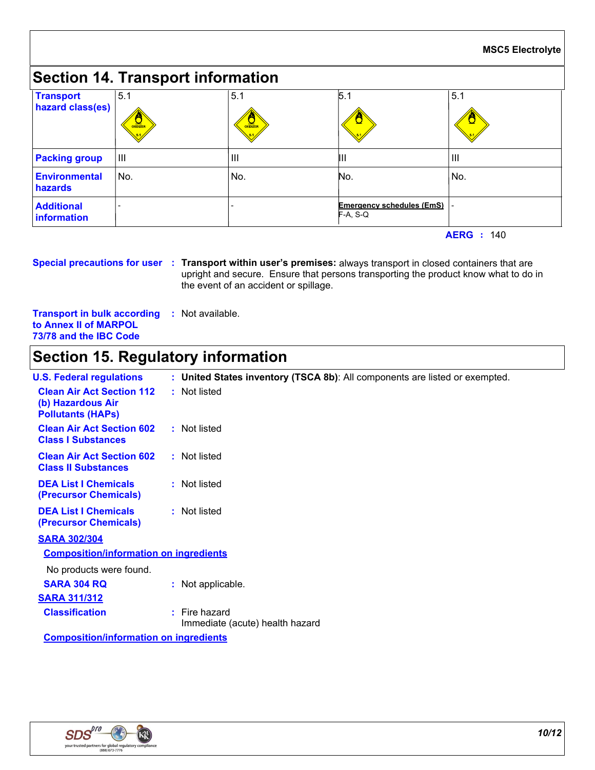## Section 14. Transport information

| Transport hazard class(es) | 5.1 | 5.1 | 5.1 | 5.1 |
|---|---|---|---|---|
| Packing group | III | III | III | III |
| Environmental hazards | No. | No. | No. | No. |
| Additional information | - | - | Emergency schedules (EmS) F-A, S-Q | - |

**AERG :** 140

**Special precautions for user** : **Transport within user's premises:** always transport in closed containers that are upright and secure. Ensure that persons transporting the product know what to do in the event of an accident or spillage.

**Transport in bulk according to Annex II of MARPOL 73/78 and the IBC Code** : Not available.

## Section 15. Regulatory information

**U.S. Federal regulations** : **United States inventory (TSCA 8b)**: All components are listed or exempted.

**Clean Air Act Section 112 (b) Hazardous Air Pollutants (HAPs)** : Not listed

**Clean Air Act Section 602 Class I Substances** : Not listed

**Clean Air Act Section 602 Class II Substances** : Not listed

**DEA List I Chemicals (Precursor Chemicals)** : Not listed

**DEA List I Chemicals (Precursor Chemicals)** : Not listed

**SARA 302/304**

**Composition/information on ingredients**

No products were found.

**SARA 304 RQ** : Not applicable.

**SARA 311/312**

**Classification** : Fire hazard
Immediate (acute) health hazard

**Composition/information on ingredients**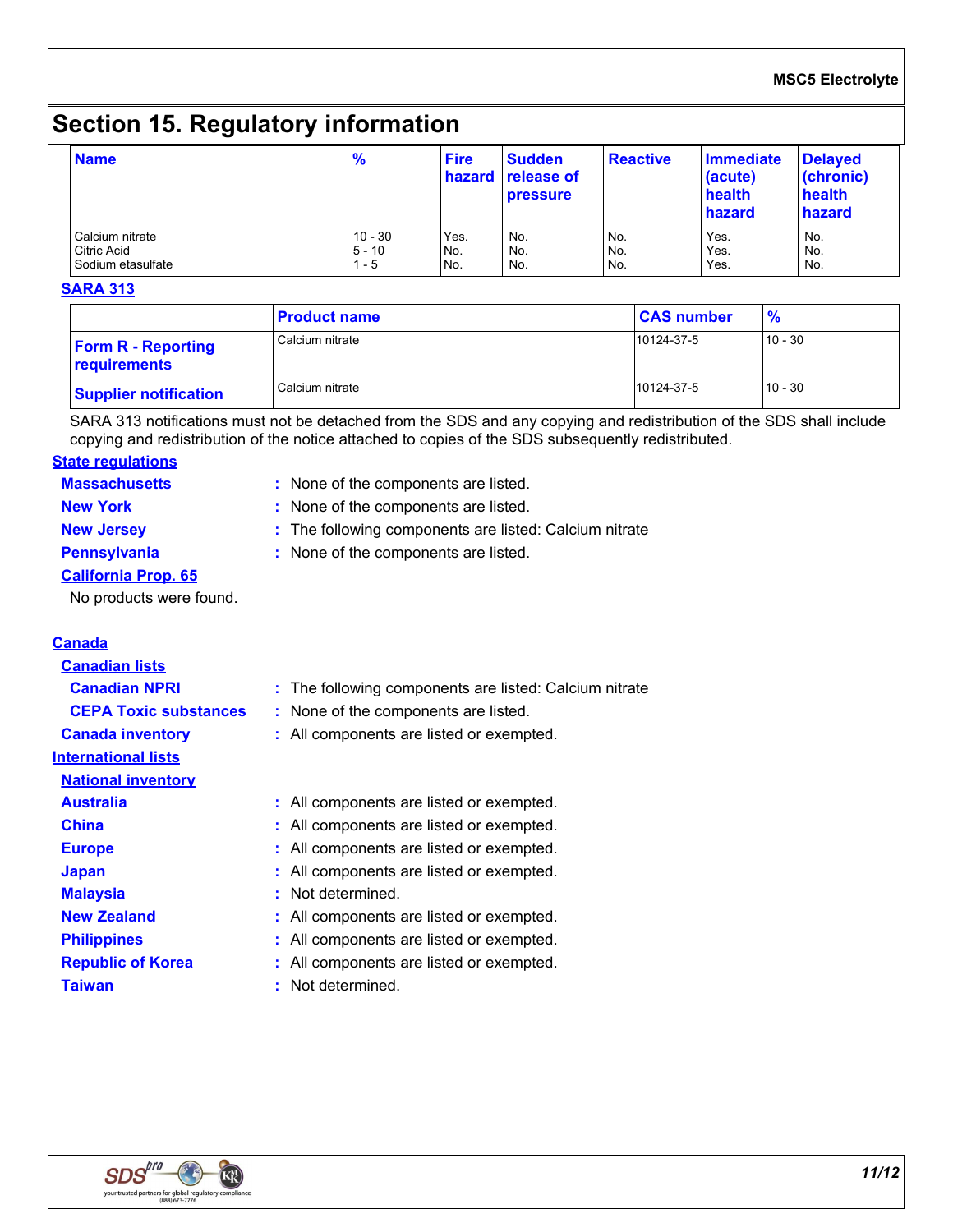## Section 15. Regulatory information

| Name | % | Fire hazard | Sudden release of pressure | Reactive | Immediate (acute) health hazard | Delayed (chronic) health hazard |
|---|---|---|---|---|---|---|
| Calcium nitrate | 10 - 30 | Yes. | No. | No. | Yes. | No. |
| Citric Acid | 5 - 10 | No. | No. | No. | Yes. | No. |
| Sodium etasulfate | 1 - 5 | No. | No. | No. | Yes. | No. |

**SARA 313**

| | Product name | CAS number | % |
|---|---|---|---|
| **Form R - Reporting requirements** | Calcium nitrate | 10124-37-5 | 10 - 30 |
| **Supplier notification** | Calcium nitrate | 10124-37-5 | 10 - 30 |

SARA 313 notifications must not be detached from the SDS and any copying and redistribution of the SDS shall include copying and redistribution of the notice attached to copies of the SDS subsequently redistributed.

**State regulations**

**Massachusetts** : None of the components are listed.

**New York** : None of the components are listed.

**New Jersey** : The following components are listed: Calcium nitrate

**Pennsylvania** : None of the components are listed.

**California Prop. 65**

No products were found.

**Canada**

**Canadian lists**

**Canadian NPRI** : The following components are listed: Calcium nitrate

**CEPA Toxic substances** : None of the components are listed.

**Canada inventory** : All components are listed or exempted.

**International lists**

**National inventory**

**Australia** : All components are listed or exempted.

**China** : All components are listed or exempted.

**Europe** : All components are listed or exempted.

**Japan** : All components are listed or exempted.

**Malaysia** : Not determined.

**New Zealand** : All components are listed or exempted.

**Philippines** : All components are listed or exempted.

**Republic of Korea** : All components are listed or exempted.

**Taiwan** : Not determined.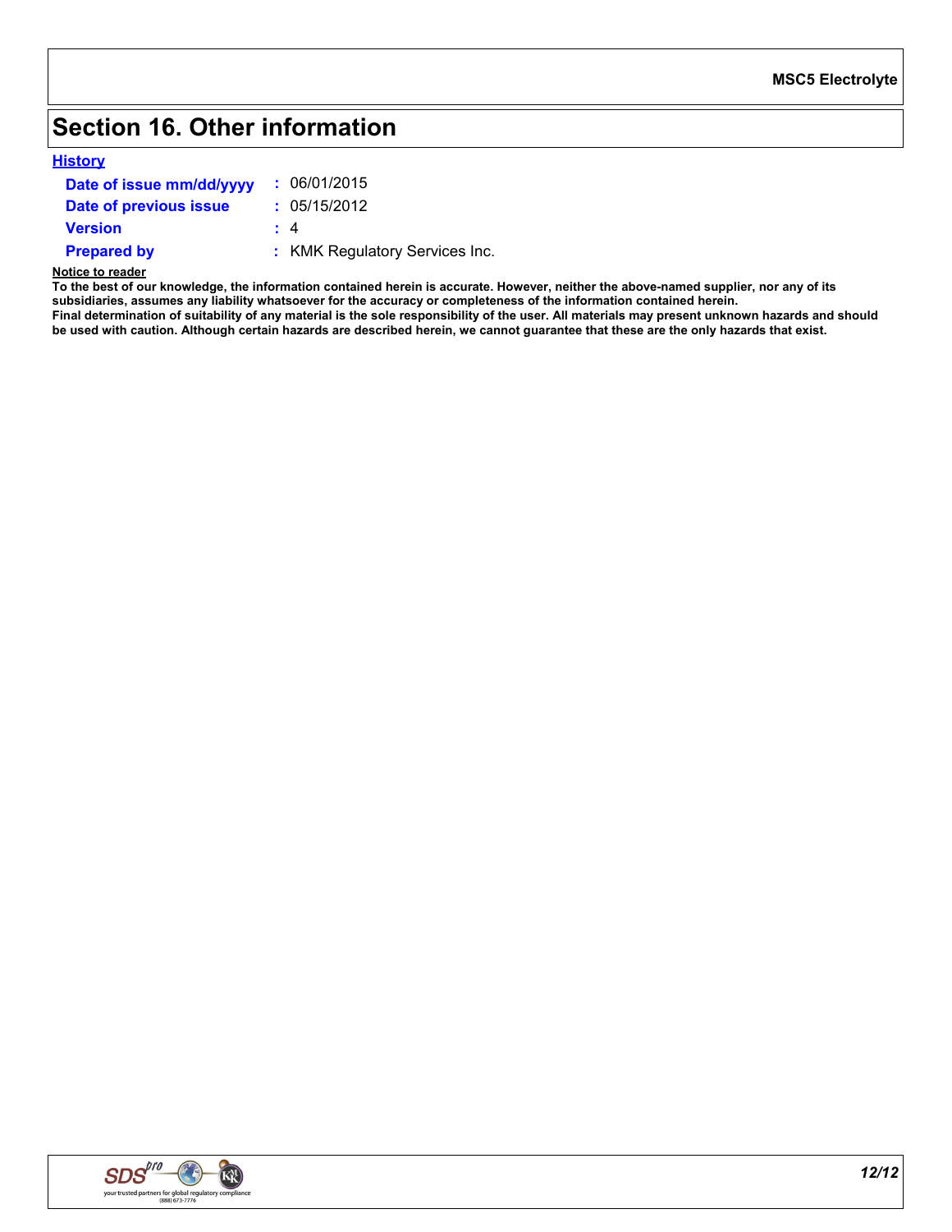# Section 16. Other information

**History**

| | | |
|---|---|---|
| **Date of issue mm/dd/yyyy** | : | 06/01/2015 |
| **Date of previous issue** | : | 05/15/2012 |
| **Version** | : | 4 |
| **Prepared by** | : | KMK Regulatory Services Inc. |

**Notice to reader**

**To the best of our knowledge, the information contained herein is accurate. However, neither the above-named supplier, nor any of its subsidiaries, assumes any liability whatsoever for the accuracy or completeness of the information contained herein.**
**Final determination of suitability of any material is the sole responsibility of the user. All materials may present unknown hazards and should be used with caution. Although certain hazards are described herein, we cannot guarantee that these are the only hazards that exist.**